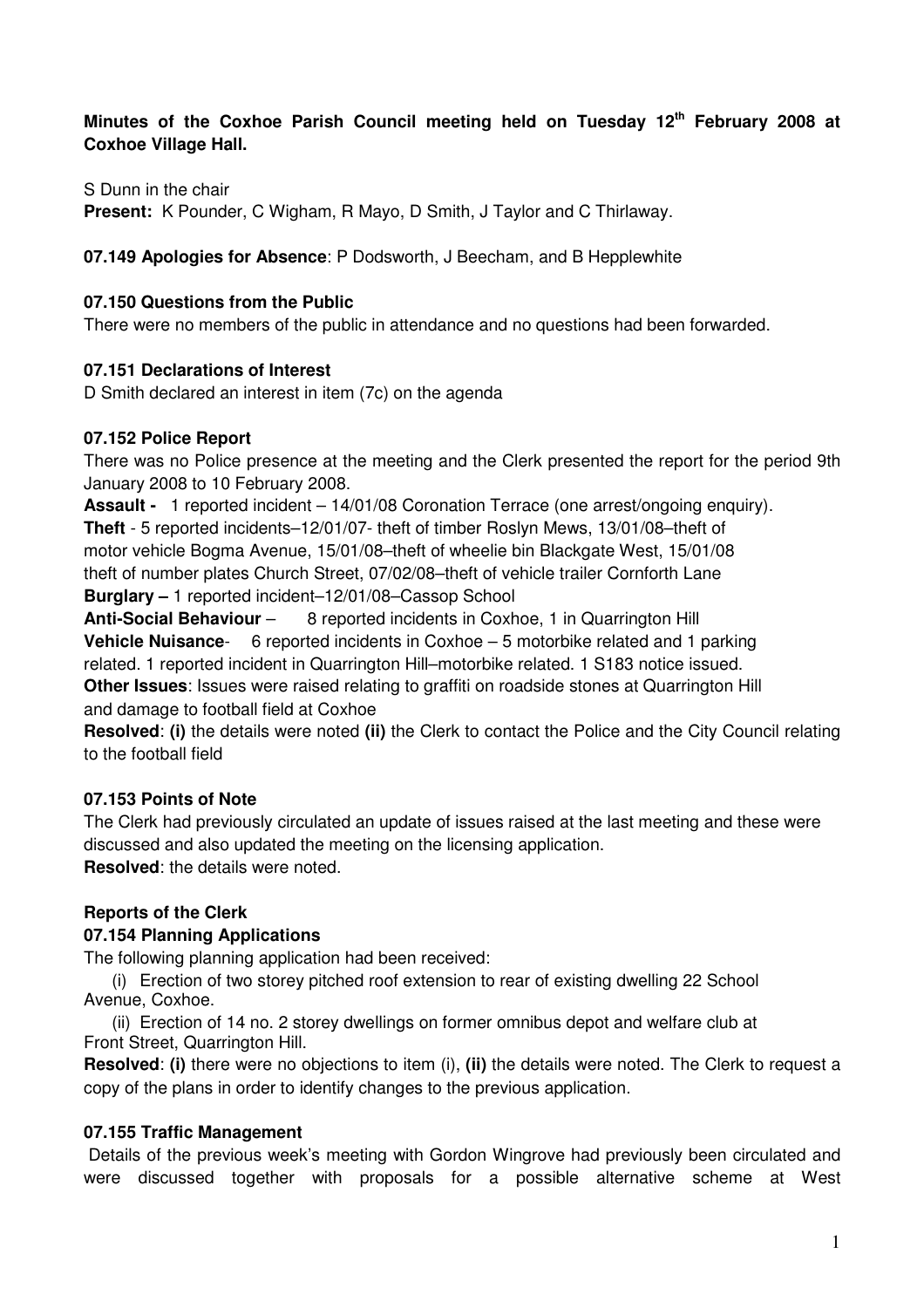**Minutes of the Coxhoe Parish Council meeting held on Tuesday 12th February 2008 at Coxhoe Village Hall.**

S Dunn in the chair

**Present:** K Pounder, C Wigham, R Mayo, D Smith, J Taylor and C Thirlaway.

**07.149 Apologies for Absence**: P Dodsworth, J Beecham, and B Hepplewhite

**07.150 Questions from the Public**

There were no members of the public in attendance and no questions had been forwarded.

**07.151 Declarations of Interest**

D Smith declared an interest in item (7c) on the agenda

**07.152 Police Report**

There was no Police presence at the meeting and the Clerk presented the report for the period 9th January 2008 to 10 February 2008.

**Assault -** 1 reported incident – 14/01/08 Coronation Terrace (one arrest/ongoing enquiry).

**Theft** - 5 reported incidents–12/01/07- theft of timber Roslyn Mews, 13/01/08–theft of motor vehicle Bogma Avenue, 15/01/08–theft of wheelie bin Blackgate West, 15/01/08 theft of number plates Church Street, 07/02/08–theft of vehicle trailer Cornforth Lane

**Burglary –** 1 reported incident–12/01/08–Cassop School

**Anti-Social Behaviour** – 8 reported incidents in Coxhoe, 1 in Quarrington Hill

**Vehicle Nuisance**- 6 reported incidents in Coxhoe – 5 motorbike related and 1 parking related. 1 reported incident in Quarrington Hill–motorbike related. 1 S183 notice issued.

**Other Issues**: Issues were raised relating to graffiti on roadside stones at Quarrington Hill and damage to football field at Coxhoe

**Resolved**: **(i)** the details were noted **(ii)** the Clerk to contact the Police and the City Council relating to the football field

**07.153 Points of Note**

The Clerk had previously circulated an update of issues raised at the last meeting and these were discussed and also updated the meeting on the licensing application.

**Resolved**: the details were noted.

**Reports of the Clerk**

**07.154 Planning Applications**

The following planning application had been received:

(i) Erection of two storey pitched roof extension to rear of existing dwelling 22 School Avenue, Coxhoe.

(ii) Erection of 14 no. 2 storey dwellings on former omnibus depot and welfare club at Front Street, Quarrington Hill.

**Resolved**: **(i)** there were no objections to item (i), **(ii)** the details were noted. The Clerk to request a copy of the plans in order to identify changes to the previous application.

**07.155 Traffic Management**

Details of the previous week's meeting with Gordon Wingrove had previously been circulated and were discussed together with proposals for a possible alternative scheme at West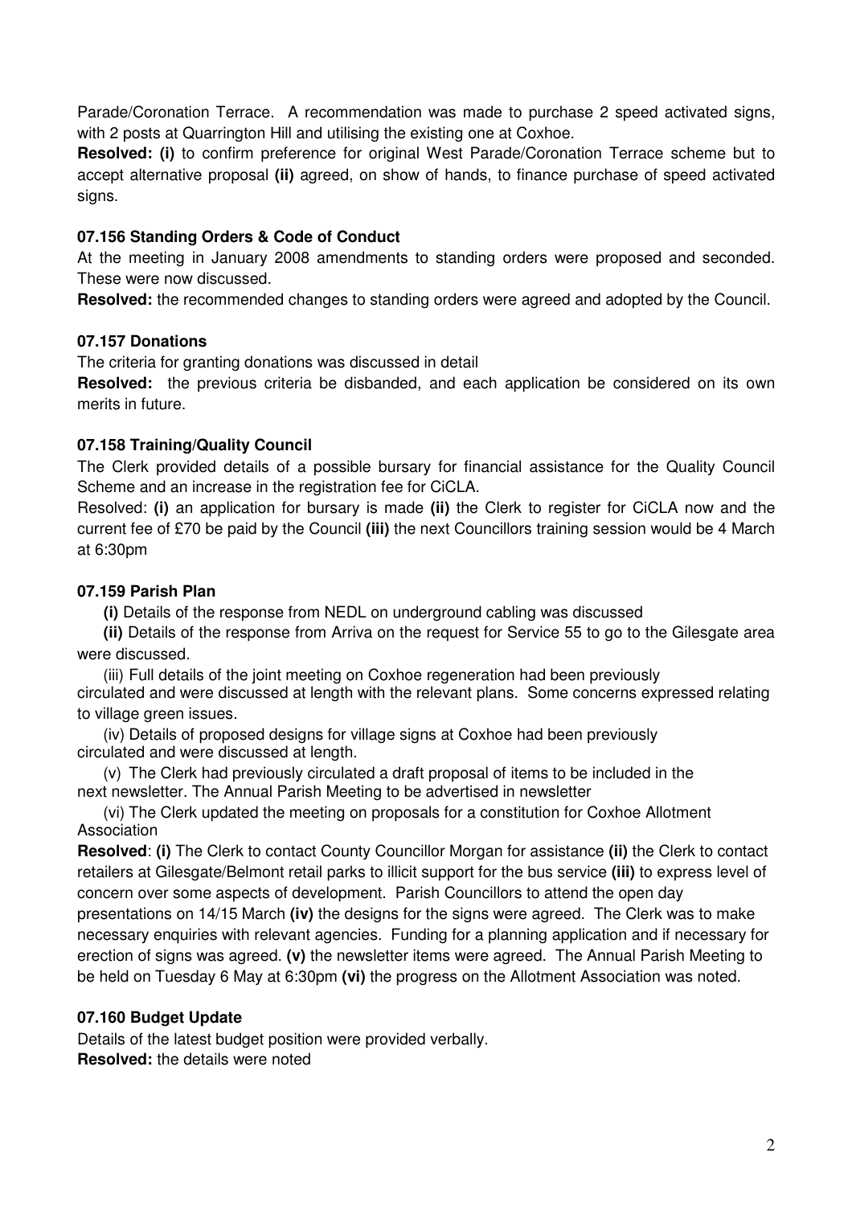Parade/Coronation Terrace. A recommendation was made to purchase 2 speed activated signs, with 2 posts at Quarrington Hill and utilising the existing one at Coxhoe.

**Resolved: (i)** to confirm preference for original West Parade/Coronation Terrace scheme but to accept alternative proposal **(ii)** agreed, on show of hands, to finance purchase of speed activated signs.

### 07.156 Standing Orders & Code of Conduct

At the meeting in January 2008 amendments to standing orders were proposed and seconded. These were now discussed.

**Resolved:** the recommended changes to standing orders were agreed and adopted by the Council.

### 07.157 Donations

The criteria for granting donations was discussed in detail

**Resolved:** the previous criteria be disbanded, and each application be considered on its own merits in future.

### 07.158 Training/Quality Council

The Clerk provided details of a possible bursary for financial assistance for the Quality Council Scheme and an increase in the registration fee for CiCLA.

Resolved: **(i)** an application for bursary is made **(ii)** the Clerk to register for CiCLA now and the current fee of £70 be paid by the Council **(iii)** the next Councillors training session would be 4 March at 6:30pm

### 07.159 Parish Plan

**(i)** Details of the response from NEDL on underground cabling was discussed

**(ii)** Details of the response from Arriva on the request for Service 55 to go to the Gilesgate area were discussed.

(iii) Full details of the joint meeting on Coxhoe regeneration had been previously circulated and were discussed at length with the relevant plans. Some concerns expressed relating to village green issues.

(iv) Details of proposed designs for village signs at Coxhoe had been previously circulated and were discussed at length.

(v) The Clerk had previously circulated a draft proposal of items to be included in the next newsletter. The Annual Parish Meeting to be advertised in newsletter

(vi) The Clerk updated the meeting on proposals for a constitution for Coxhoe Allotment Association

**Resolved**: **(i)** The Clerk to contact County Councillor Morgan for assistance **(ii)** the Clerk to contact retailers at Gilesgate/Belmont retail parks to illicit support for the bus service **(iii)** to express level of concern over some aspects of development. Parish Councillors to attend the open day presentations on 14/15 March **(iv)** the designs for the signs were agreed. The Clerk was to make necessary enquiries with relevant agencies. Funding for a planning application and if necessary for erection of signs was agreed. **(v)** the newsletter items were agreed. The Annual Parish Meeting to be held on Tuesday 6 May at 6:30pm **(vi)** the progress on the Allotment Association was noted.

### 07.160 Budget Update

Details of the latest budget position were provided verbally.

**Resolved:** the details were noted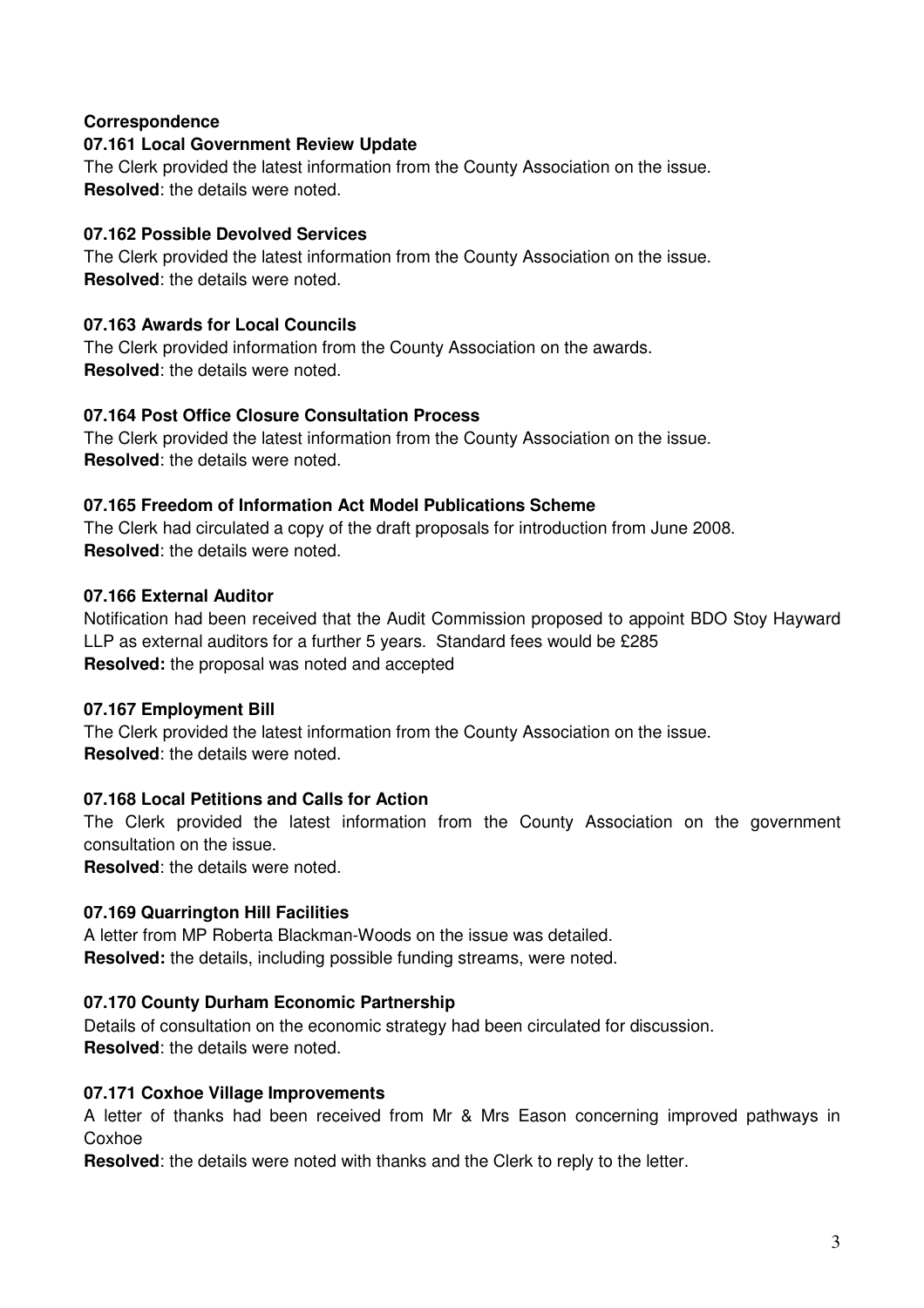**Correspondence**

**07.161 Local Government Review Update**

The Clerk provided the latest information from the County Association on the issue.
**Resolved**: the details were noted.

**07.162 Possible Devolved Services**

The Clerk provided the latest information from the County Association on the issue.
**Resolved**: the details were noted.

**07.163 Awards for Local Councils**

The Clerk provided information from the County Association on the awards.
**Resolved**: the details were noted.

**07.164 Post Office Closure Consultation Process**

The Clerk provided the latest information from the County Association on the issue.
**Resolved**: the details were noted.

**07.165 Freedom of Information Act Model Publications Scheme**

The Clerk had circulated a copy of the draft proposals for introduction from June 2008.
**Resolved**: the details were noted.

**07.166 External Auditor**

Notification had been received that the Audit Commission proposed to appoint BDO Stoy Hayward LLP as external auditors for a further 5 years. Standard fees would be £285
**Resolved:** the proposal was noted and accepted

**07.167 Employment Bill**

The Clerk provided the latest information from the County Association on the issue.
**Resolved**: the details were noted.

**07.168 Local Petitions and Calls for Action**

The Clerk provided the latest information from the County Association on the government consultation on the issue.
**Resolved**: the details were noted.

**07.169 Quarrington Hill Facilities**

A letter from MP Roberta Blackman-Woods on the issue was detailed.
**Resolved:** the details, including possible funding streams, were noted.

**07.170 County Durham Economic Partnership**

Details of consultation on the economic strategy had been circulated for discussion.
**Resolved**: the details were noted.

**07.171 Coxhoe Village Improvements**

A letter of thanks had been received from Mr & Mrs Eason concerning improved pathways in Coxhoe
**Resolved**: the details were noted with thanks and the Clerk to reply to the letter.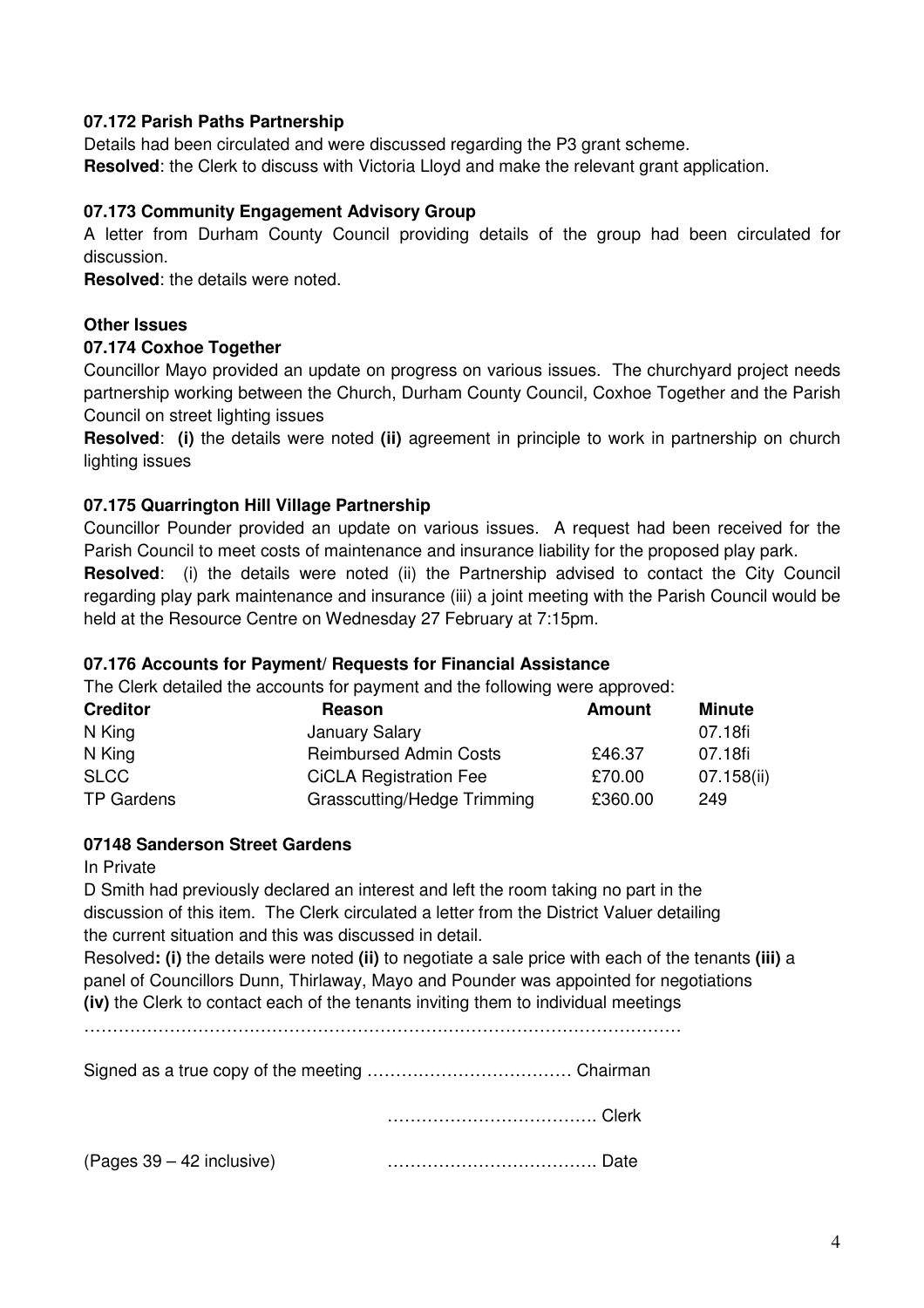**07.172 Parish Paths Partnership**

Details had been circulated and were discussed regarding the P3 grant scheme.

**Resolved**: the Clerk to discuss with Victoria Lloyd and make the relevant grant application.

**07.173 Community Engagement Advisory Group**

A letter from Durham County Council providing details of the group had been circulated for discussion.

**Resolved**: the details were noted.

**Other Issues**

**07.174 Coxhoe Together**

Councillor Mayo provided an update on progress on various issues. The churchyard project needs partnership working between the Church, Durham County Council, Coxhoe Together and the Parish Council on street lighting issues

**Resolved**: **(i)** the details were noted **(ii)** agreement in principle to work in partnership on church lighting issues

**07.175 Quarrington Hill Village Partnership**

Councillor Pounder provided an update on various issues. A request had been received for the Parish Council to meet costs of maintenance and insurance liability for the proposed play park.

**Resolved**: (i) the details were noted (ii) the Partnership advised to contact the City Council regarding play park maintenance and insurance (iii) a joint meeting with the Parish Council would be held at the Resource Centre on Wednesday 27 February at 7:15pm.

**07.176 Accounts for Payment/ Requests for Financial Assistance**

The Clerk detailed the accounts for payment and the following were approved:

| **Creditor** | **Reason** | **Amount** | **Minute** |
|---|---|---|---|
| N King | January Salary | | 07.18fi |
| N King | Reimbursed Admin Costs | £46.37 | 07.18fi |
| SLCC | CiCLA Registration Fee | £70.00 | 07.158(ii) |
| TP Gardens | Grasscutting/Hedge Trimming | £360.00 | 249 |

**07148 Sanderson Street Gardens**

In Private

D Smith had previously declared an interest and left the room taking no part in the discussion of this item. The Clerk circulated a letter from the District Valuer detailing the current situation and this was discussed in detail.

Resolved**: (i)** the details were noted **(ii)** to negotiate a sale price with each of the tenants **(iii)** a panel of Councillors Dunn, Thirlaway, Mayo and Pounder was appointed for negotiations **(iv)** the Clerk to contact each of the tenants inviting them to individual meetings

……………………………………………………………………………………………

Signed as a true copy of the meeting ……………………………… Chairman

………………………………. Clerk

(Pages 39 – 42 inclusive) ………………………………. Date